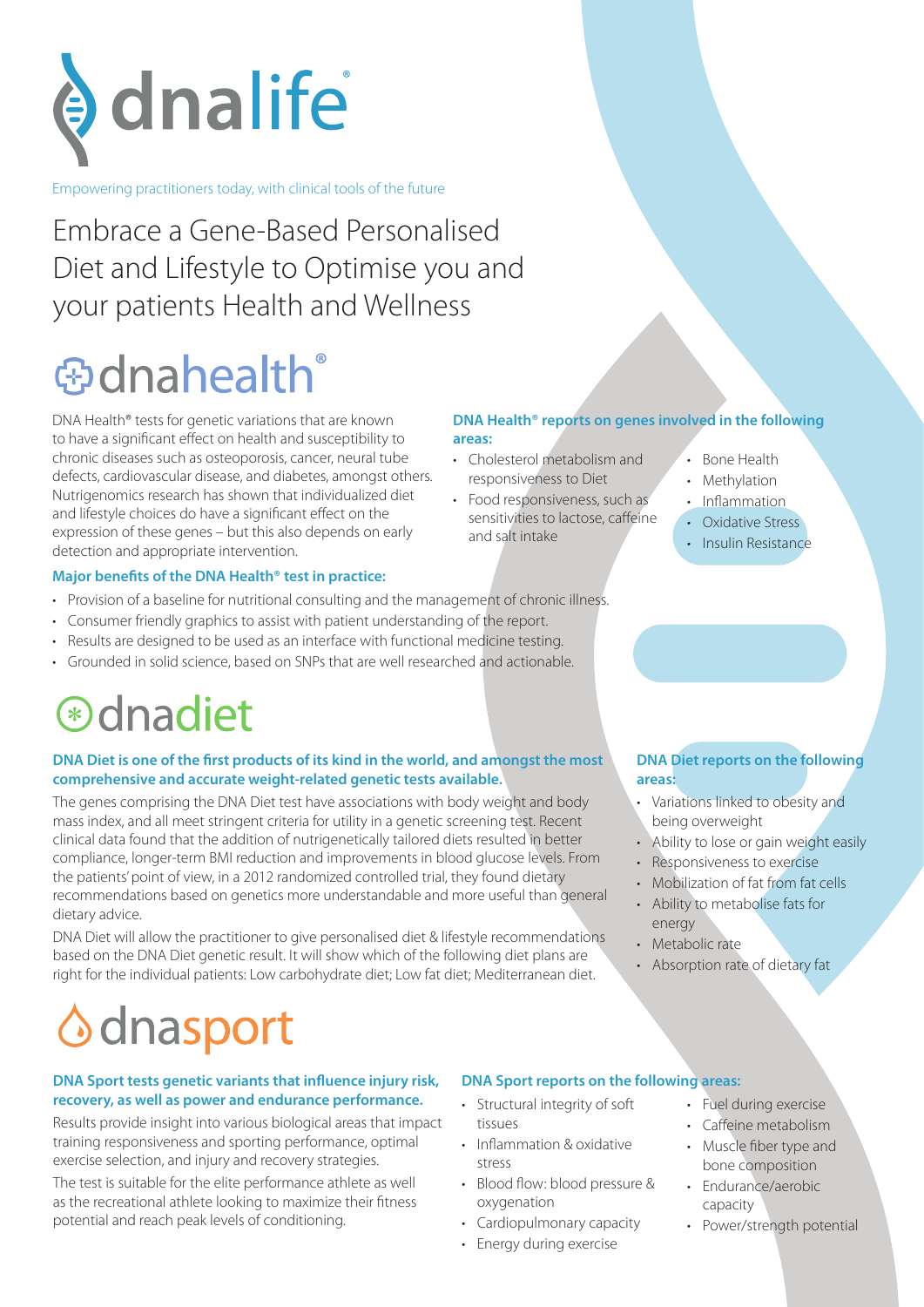# dnalife®

Empowering practitioners today, with clinical tools of the future

## Embrace a Gene-Based Personalised Diet and Lifestyle to Optimise you and your patients Health and Wellness

## dnahealth®

DNA Health® tests for genetic variations that are known to have a significant effect on health and susceptibility to chronic diseases such as osteoporosis, cancer, neural tube defects, cardiovascular disease, and diabetes, amongst others. Nutrigenomics research has shown that individualized diet and lifestyle choices do have a significant effect on the expression of these genes – but this also depends on early detection and appropriate intervention.

**DNA Health® reports on genes involved in the following areas:**

- Cholesterol metabolism and responsiveness to Diet
- Food responsiveness, such as sensitivities to lactose, caffeine and salt intake
- Bone Health
- Methylation
- Inflammation
- Oxidative Stress
- Insulin Resistance

**Major benefits of the DNA Health® test in practice:**

- Provision of a baseline for nutritional consulting and the management of chronic illness.
- Consumer friendly graphics to assist with patient understanding of the report.
- Results are designed to be used as an interface with functional medicine testing.
- Grounded in solid science, based on SNPs that are well researched and actionable.

## dnadiet

**DNA Diet is one of the first products of its kind in the world, and amongst the most comprehensive and accurate weight-related genetic tests available.**

The genes comprising the DNA Diet test have associations with body weight and body mass index, and all meet stringent criteria for utility in a genetic screening test. Recent clinical data found that the addition of nutrigenetically tailored diets resulted in better compliance, longer-term BMI reduction and improvements in blood glucose levels. From the patients' point of view, in a 2012 randomized controlled trial, they found dietary recommendations based on genetics more understandable and more useful than general dietary advice.

DNA Diet will allow the practitioner to give personalised diet & lifestyle recommendations based on the DNA Diet genetic result. It will show which of the following diet plans are right for the individual patients: Low carbohydrate diet; Low fat diet; Mediterranean diet.

**DNA Diet reports on the following areas:**

- Variations linked to obesity and being overweight
- Ability to lose or gain weight easily
- Responsiveness to exercise
- Mobilization of fat from fat cells
- Ability to metabolise fats for energy
- Metabolic rate
- Absorption rate of dietary fat

## dnasport

**DNA Sport tests genetic variants that influence injury risk, recovery, as well as power and endurance performance.**

Results provide insight into various biological areas that impact training responsiveness and sporting performance, optimal exercise selection, and injury and recovery strategies.

The test is suitable for the elite performance athlete as well as the recreational athlete looking to maximize their fitness potential and reach peak levels of conditioning.

**DNA Sport reports on the following areas:**

- Structural integrity of soft tissues
- Inflammation & oxidative stress
- Blood flow: blood pressure & oxygenation
- Cardiopulmonary capacity
- Energy during exercise
- Fuel during exercise
- Caffeine metabolism
- Muscle fiber type and bone composition
- Endurance/aerobic capacity
- Power/strength potential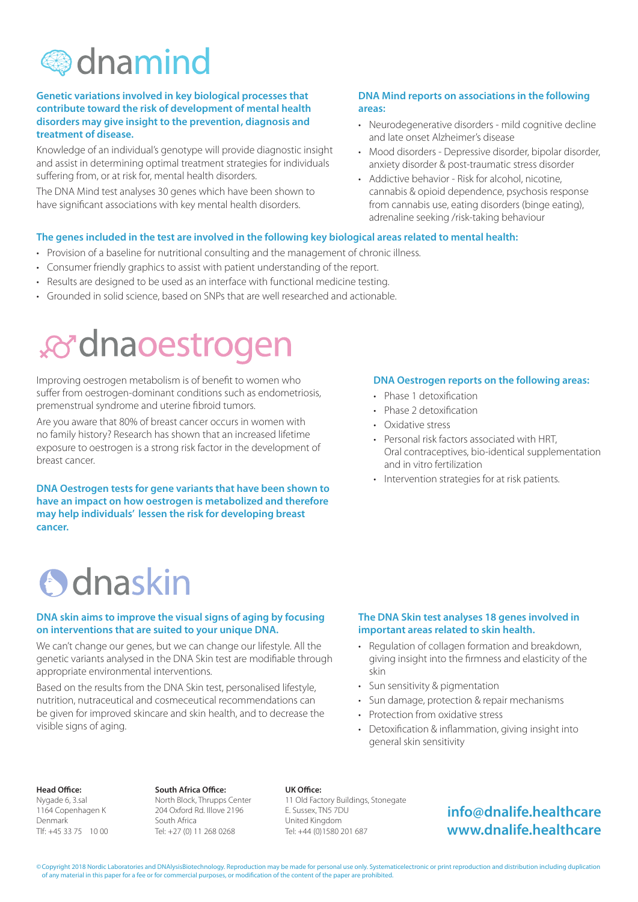# dnamind

**Genetic variations involved in key biological processes that contribute toward the risk of development of mental health disorders may give insight to the prevention, diagnosis and treatment of disease.**

Knowledge of an individual's genotype will provide diagnostic insight and assist in determining optimal treatment strategies for individuals suffering from, or at risk for, mental health disorders.

The DNA Mind test analyses 30 genes which have been shown to have significant associations with key mental health disorders.

**DNA Mind reports on associations in the following areas:**

- Neurodegenerative disorders - mild cognitive decline and late onset Alzheimer's disease
- Mood disorders - Depressive disorder, bipolar disorder, anxiety disorder & post-traumatic stress disorder
- Addictive behavior - Risk for alcohol, nicotine, cannabis & opioid dependence, psychosis response from cannabis use, eating disorders (binge eating), adrenaline seeking /risk-taking behaviour

**The genes included in the test are involved in the following key biological areas related to mental health:**

- Provision of a baseline for nutritional consulting and the management of chronic illness.
- Consumer friendly graphics to assist with patient understanding of the report.
- Results are designed to be used as an interface with functional medicine testing.
- Grounded in solid science, based on SNPs that are well researched and actionable.

# dnaoestrogen

Improving oestrogen metabolism is of benefit to women who suffer from oestrogen-dominant conditions such as endometriosis, premenstrual syndrome and uterine fibroid tumors.

Are you aware that 80% of breast cancer occurs in women with no family history? Research has shown that an increased lifetime exposure to oestrogen is a strong risk factor in the development of breast cancer.

**DNA Oestrogen tests for gene variants that have been shown to have an impact on how oestrogen is metabolized and therefore may help individuals' lessen the risk for developing breast cancer.**

**DNA Oestrogen reports on the following areas:**

- Phase 1 detoxification
- Phase 2 detoxification
- Oxidative stress
- Personal risk factors associated with HRT, Oral contraceptives, bio-identical supplementation and in vitro fertilization
- Intervention strategies for at risk patients.

# dnaskin

**DNA skin aims to improve the visual signs of aging by focusing on interventions that are suited to your unique DNA.**

We can't change our genes, but we can change our lifestyle. All the genetic variants analysed in the DNA Skin test are modifiable through appropriate environmental interventions.

Based on the results from the DNA Skin test, personalised lifestyle, nutrition, nutraceutical and cosmeceutical recommendations can be given for improved skincare and skin health, and to decrease the visible signs of aging.

**The DNA Skin test analyses 18 genes involved in important areas related to skin health.**

- Regulation of collagen formation and breakdown, giving insight into the firmness and elasticity of the skin
- Sun sensitivity & pigmentation
- Sun damage, protection & repair mechanisms
- Protection from oxidative stress
- Detoxification & inflammation, giving insight into general skin sensitivity

**Head Office:**
Nygade 6, 3.sal
1164 Copenhagen K
Denmark
Tlf: +45 33 75 10 00

**South Africa Office:**
North Block, Thrupps Center
204 Oxford Rd. Illove 2196
South Africa
Tel: +27 (0) 11 268 0268

**UK Office:**
11 Old Factory Buildings, Stonegate
E. Sussex, TN5 7DU
United Kingdom
Tel: +44 (0)1580 201 687

**info@dnalife.healthcare**
**www.dnalife.healthcare**

©Copyright 2018 Nordic Laboratories and DNAlysisBiotechnology. Reproduction may be made for personal use only. Systematicelectronic or print reproduction and distribution including duplication of any material in this paper for a fee or for commercial purposes, or modification of the content of the paper are prohibited.